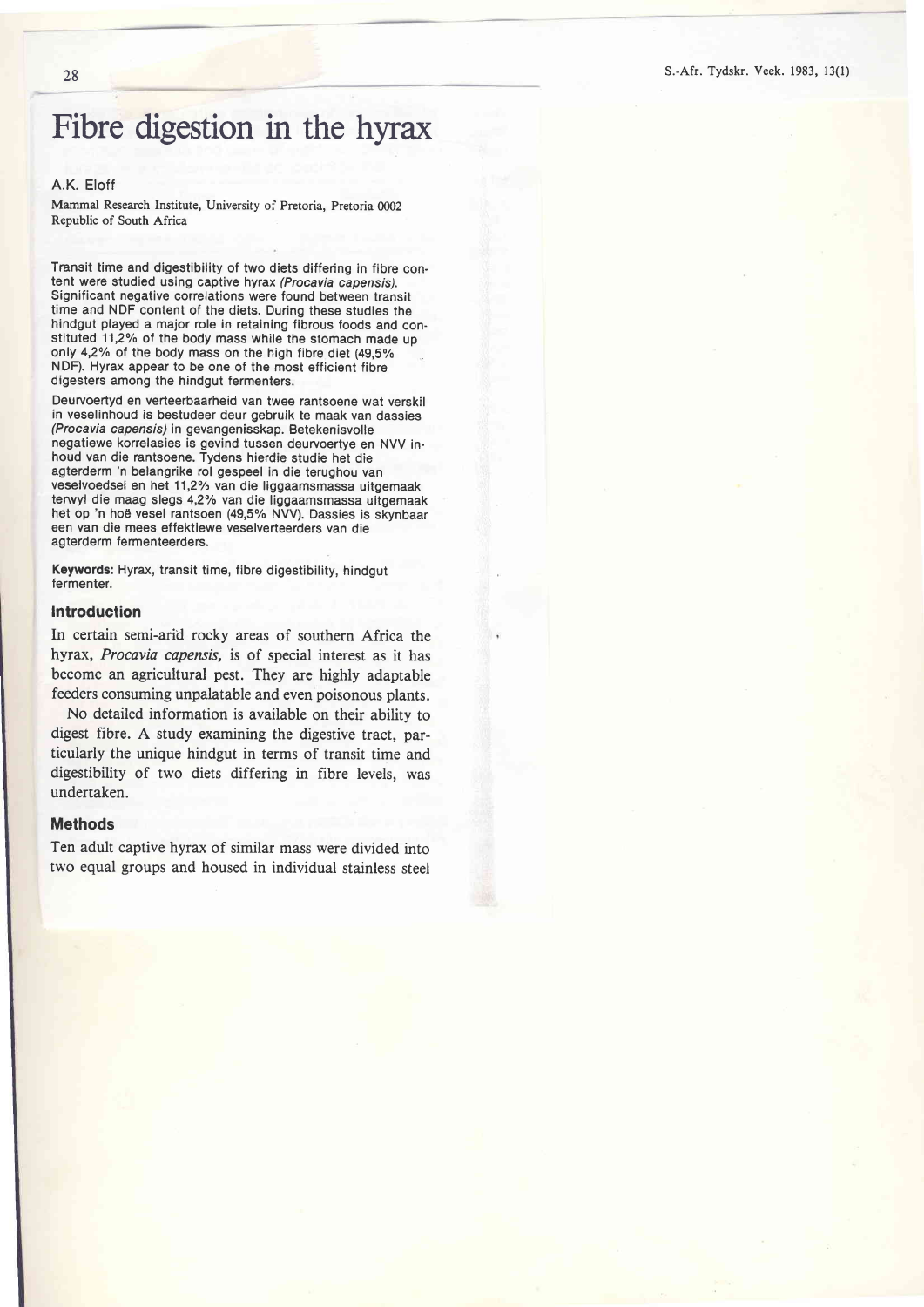# Fibre digestion in the hyrax

A.K. Eloff

Mammal Research Institute, University of Pretoria, Pretoria 0002
Republic of South Africa

Transit time and digestibility of two diets differing in fibre content were studied using captive hyrax *(Procavia capensis)*. Significant negative correlations were found between transit time and NDF content of the diets. During these studies the hindgut played a major role in retaining fibrous foods and constituted 11,2% of the body mass while the stomach made up only 4,2% of the body mass on the high fibre diet (49,5% NDF). Hyrax appear to be one of the most efficient fibre digesters among the hindgut fermenters.

Deurvoertyd en verteerbaarheid van twee rantsoene wat verskil in veselinhoud is bestudeer deur gebruik te maak van dassies *(Procavia capensis)* in gevangenisskap. Betekenisvolle negatiewe korrelasies is gevind tussen deurvoertye en NVV inhoud van die rantsoene. Tydens hierdie studie het die agterderm 'n belangrike rol gespeel in die terughou van veselvoedsel en het 11,2% van die liggaamsmassa uitgemaak terwyl die maag slegs 4,2% van die liggaamsmassa uitgemaak het op 'n hoë vesel rantsoen (49,5% NVV). Dassies is skynbaar een van die mees effektiewe veselverteerders van die agterderm fermenteerders.

**Keywords:** Hyrax, transit time, fibre digestibility, hindgut fermenter.

## Introduction

In certain semi-arid rocky areas of southern Africa the hyrax, *Procavia capensis,* is of special interest as it has become an agricultural pest. They are highly adaptable feeders consuming unpalatable and even poisonous plants.

No detailed information is available on their ability to digest fibre. A study examining the digestive tract, particularly the unique hindgut in terms of transit time and digestibility of two diets differing in fibre levels, was undertaken.

## Methods

Ten adult captive hyrax of similar mass were divided into two equal groups and housed in individual stainless steel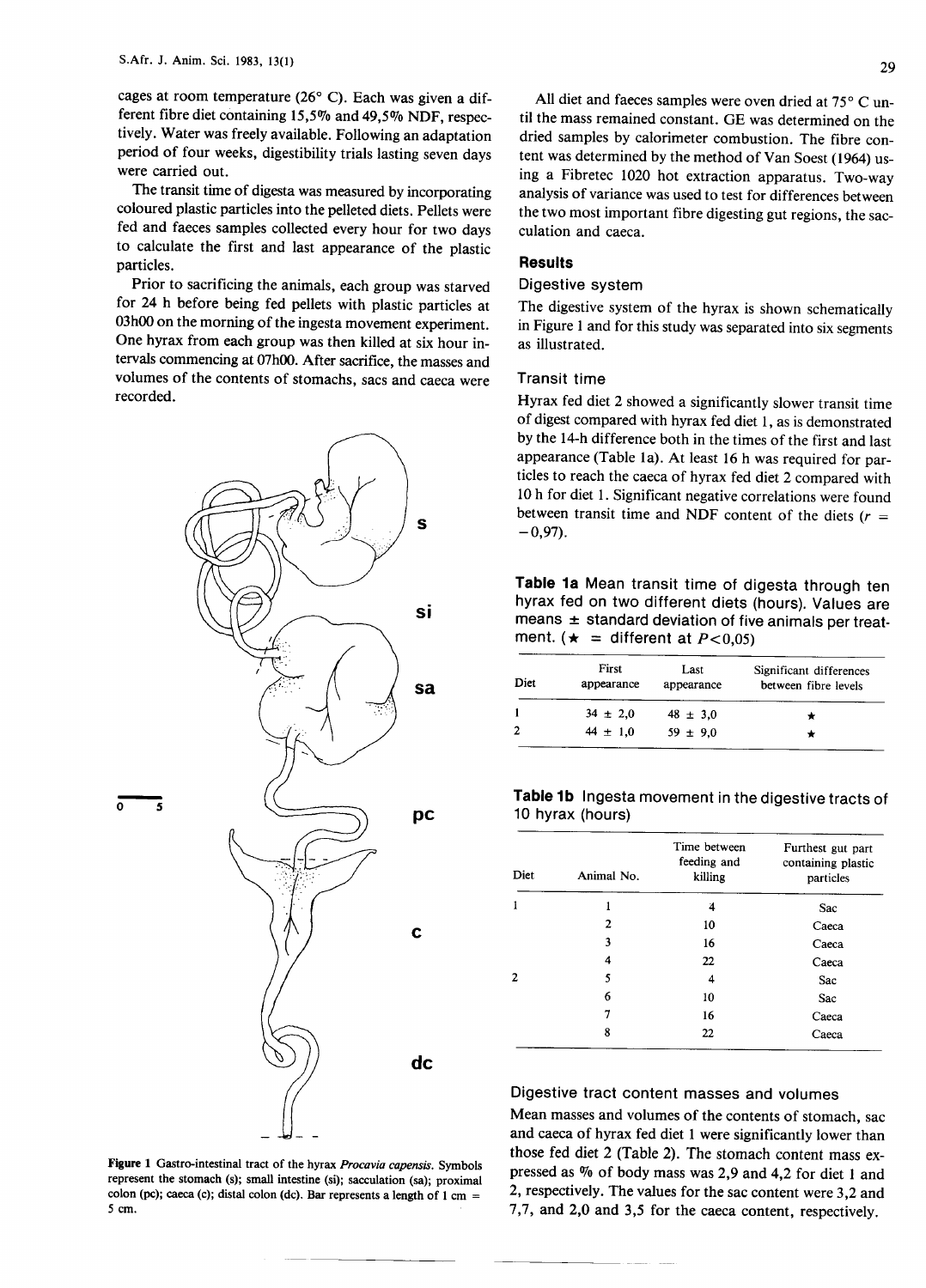cages at room temperature (26° C). Each was given a different fibre diet containing 15,5% and 49,5% NDF, respectively. Water was freely available. Following an adaptation period of four weeks, digestibility trials lasting seven days were carried out.

The transit time of digesta was measured by incorporating coloured plastic particles into the pelleted diets. Pellets were fed and faeces samples collected every hour for two days to calculate the first and last appearance of the plastic particles.

Prior to sacrificing the animals, each group was starved for 24 h before being fed pellets with plastic particles at 03h00 on the morning of the ingesta movement experiment. One hyrax from each group was then killed at six hour intervals commencing at 07h00. After sacrifice, the masses and volumes of the contents of stomachs, sacs and caeca were recorded.

Figure 1 Gastro-intestinal tract of the hyrax *Procavia capensis*. Symbols represent the stomach (s); small intestine (si); sacculation (sa); proximal colon (pc); caeca (c); distal colon (dc). Bar represents a length of 1 cm = 5 cm.

All diet and faeces samples were oven dried at 75° C until the mass remained constant. GE was determined on the dried samples by calorimeter combustion. The fibre content was determined by the method of Van Soest (1964) using a Fibretec 1020 hot extraction apparatus. Two-way analysis of variance was used to test for differences between the two most important fibre digesting gut regions, the sacculation and caeca.

## Results

### Digestive system

The digestive system of the hyrax is shown schematically in Figure 1 and for this study was separated into six segments as illustrated.

### Transit time

Hyrax fed diet 2 showed a significantly slower transit time of digest compared with hyrax fed diet 1, as is demonstrated by the 14-h difference both in the times of the first and last appearance (Table 1a). At least 16 h was required for particles to reach the caeca of hyrax fed diet 2 compared with 10 h for diet 1. Significant negative correlations were found between transit time and NDF content of the diets ($r = -0,97$).

**Table 1a** Mean transit time of digesta through ten hyrax fed on two different diets (hours). Values are means ± standard deviation of five animals per treatment. (★ = different at $P<0,05$)

| Diet | First appearance | Last appearance | Significant differences between fibre levels |
|---|---|---|---|
| 1 | 34 ± 2,0 | 48 ± 3,0 | ★ |
| 2 | 44 ± 1,0 | 59 ± 9,0 | ★ |

**Table 1b** Ingesta movement in the digestive tracts of 10 hyrax (hours)

| Diet | Animal No. | Time between feeding and killing | Furthest gut part containing plastic particles |
|---|---|---|---|
| 1 | 1 | 4 | Sac |
| | 2 | 10 | Caeca |
| | 3 | 16 | Caeca |
| | 4 | 22 | Caeca |
| 2 | 5 | 4 | Sac |
| | 6 | 10 | Sac |
| | 7 | 16 | Caeca |
| | 8 | 22 | Caeca |

### Digestive tract content masses and volumes

Mean masses and volumes of the contents of stomach, sac and caeca of hyrax fed diet 1 were significantly lower than those fed diet 2 (Table 2). The stomach content mass expressed as % of body mass was 2,9 and 4,2 for diet 1 and 2, respectively. The values for the sac content were 3,2 and 7,7, and 2,0 and 3,5 for the caeca content, respectively.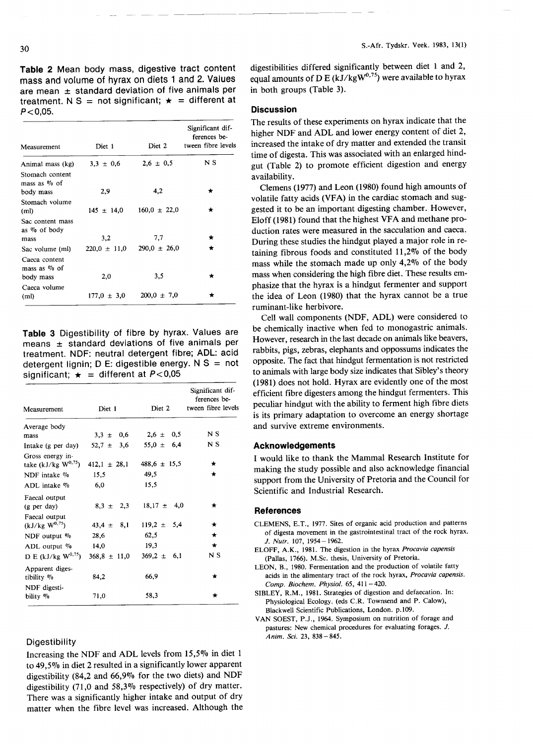**Table 2** Mean body mass, digestive tract content mass and volume of hyrax on diets 1 and 2. Values are mean ± standard deviation of five animals per treatment. N S = not significant; ★ = different at $P<0{,}05$.

| Measurement | Diet 1 | Diet 2 | Significant differences between fibre levels |
|---|---|---|---|
| Animal mass (kg) | 3,3 ± 0,6 | 2,6 ± 0,5 | N S |
| Stomach content mass as % of body mass | 2,9 | 4,2 | ★ |
| Stomach volume (ml) | 145 ± 14,0 | 160,0 ± 22,0 | ★ |
| Sac content mass as % of body mass | 3,2 | 7,7 | ★ |
| Sac volume (ml) | 220,0 ± 11,0 | 290,0 ± 26,0 | ★ |
| Caeca content mass as % of body mass | 2,0 | 3,5 | ★ |
| Caeca volume (ml) | 177,0 ± 3,0 | 200,0 ± 7,0 | ★ |

**Table 3** Digestibility of fibre by hyrax. Values are means ± standard deviations of five animals per treatment. NDF: neutral detergent fibre; ADL: acid detergent lignin; D E: digestible energy. N S = not significant; ★ = different at $P<0{,}05$

| Measurement | Diet 1 | Diet 2 | Significant differences between fibre levels |
|---|---|---|---|
| Average body mass | 3,3 ± 0,6 | 2,6 ± 0,5 | N S |
| Intake (g per day) | 52,7 ± 3,6 | 55,0 ± 6,4 | N S |
| Gross energy intake (kJ/kg $W^{0,75}$) | 412,1 ± 28,1 | 488,6 ± 15,5 | ★ |
| NDF intake % | 15,5 | 49,5 | ★ |
| ADL intake % | 6,0 | 15,5 | |
| Faecal output (g per day) | 8,3 ± 2,3 | 18,17 ± 4,0 | ★ |
| Faecal output (kJ/kg $W^{0,75}$) | 43,4 ± 8,1 | 119,2 ± 5,4 | ★ |
| NDF output % | 28,6 | 62,5 | ★ |
| ADL output % | 14,0 | 19,3 | ★ |
| D E (kJ/kg $W^{0,75}$) | 368,8 ± 11,0 | 369,2 ± 6,1 | N S |
| Apparent digestibility % | 84,2 | 66,9 | ★ |
| NDF digestibility % | 71,0 | 58,3 | ★ |

### Digestibility

Increasing the NDF and ADL levels from 15,5% in diet 1 to 49,5% in diet 2 resulted in a significantly lower apparent digestibility (84,2 and 66,9% for the two diets) and NDF digestibility (71,0 and 58,3% respectively) of dry matter. There was a significantly higher intake and output of dry matter when the fibre level was increased. Although the digestibilities differed significantly between diet 1 and 2, equal amounts of D E (kJ/kg$W^{0,75}$) were available to hyrax in both groups (Table 3).

## Discussion

The results of these experiments on hyrax indicate that the higher NDF and ADL and lower energy content of diet 2, increased the intake of dry matter and extended the transit time of digesta. This was associated with an enlarged hindgut (Table 2) to promote efficient digestion and energy availability.

Clemens (1977) and Leon (1980) found high amounts of volatile fatty acids (VFA) in the cardiac stomach and suggested it to be an important digesting chamber. However, Eloff (1981) found that the highest VFA and methane production rates were measured in the sacculation and caeca. During these studies the hindgut played a major role in retaining fibrous foods and constituted 11,2% of the body mass while the stomach made up only 4,2% of the body mass when considering the high fibre diet. These results emphasize that the hyrax is a hindgut fermenter and support the idea of Leon (1980) that the hyrax cannot be a true ruminant-like herbivore.

Cell wall components (NDF, ADL) were considered to be chemically inactive when fed to monogastric animals. However, research in the last decade on animals like beavers, rabbits, pigs, zebras, elephants and oppossums indicates the opposite. The fact that hindgut fermentation is not restricted to animals with large body size indicates that Sibley's theory (1981) does not hold. Hyrax are evidently one of the most efficient fibre digesters among the hindgut fermenters. This peculiar hindgut with the ability to ferment high fibre diets is its primary adaptation to overcome an energy shortage and survive extreme environments.

## Acknowledgements

I would like to thank the Mammal Research Institute for making the study possible and also acknowledge financial support from the University of Pretoria and the Council for Scientific and Industrial Research.

## References

CLEMENS, E.T., 1977. Sites of organic acid production and patterns of digesta movement in the gastrointestinal tract of the rock hyrax. *J. Nutr.* 107, 1954–1962.

ELOFF, A.K., 1981. The digestion in the hyrax *Procavia capensis* (Pallas, 1766). M.Sc. thesis, University of Pretoria.

LEON, B., 1980. Fermentation and the production of volatile fatty acids in the alimentary tract of the rock hyrax, *Procavia capensis*. *Comp. Biochem. Physiol.* 65, 411–420.

SIBLEY, R.M., 1981. Strategies of digestion and defaecation. In: Physiological Ecology. (eds C.R. Townsend and P. Calow), Blackwell Scientific Publications, London. p.109.

VAN SOEST, P.J., 1964. Symposium on nutrition of forage and pastures: New chemical procedures for evaluating forages. *J. Anim. Sci.* 23, 838–845.